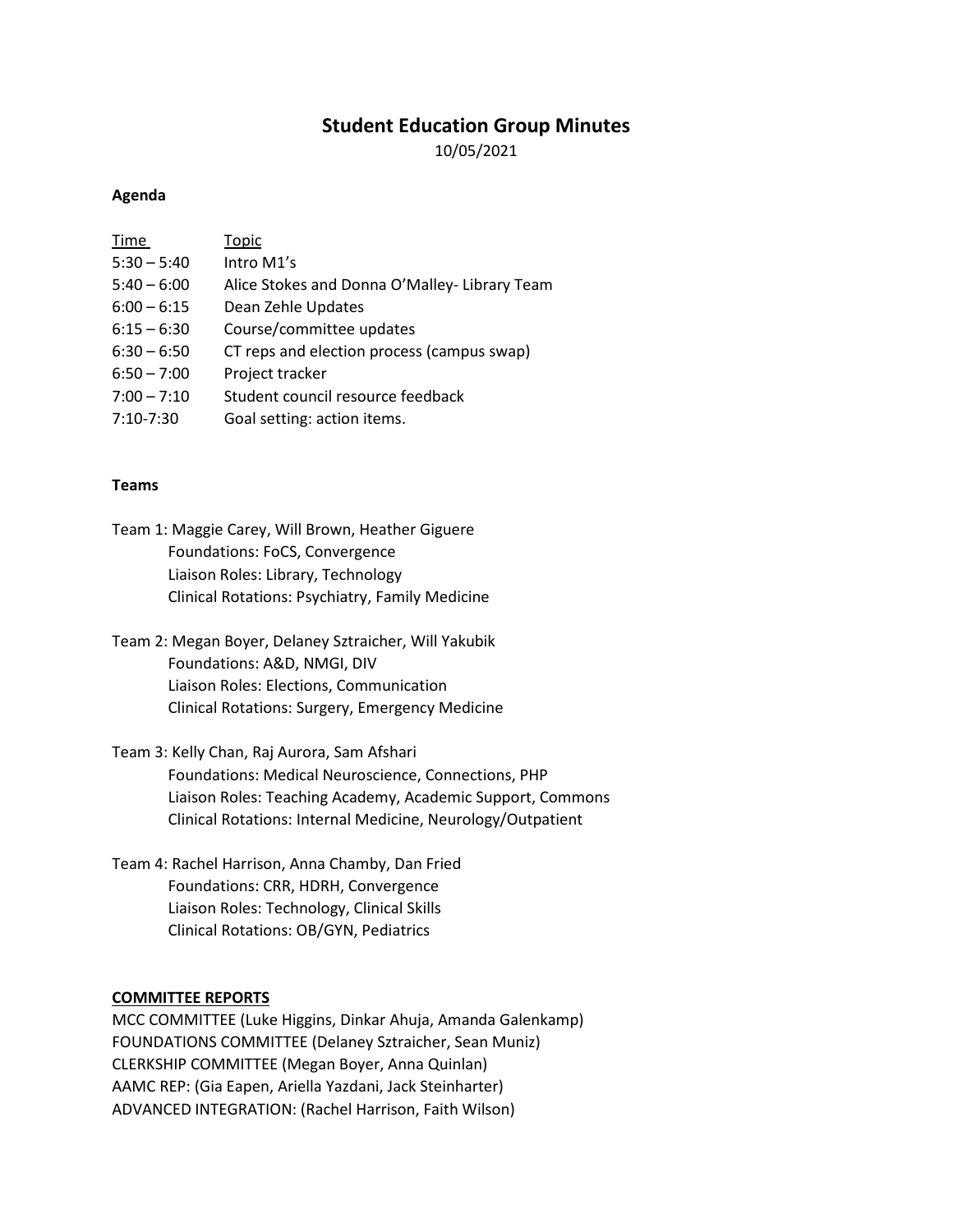# Student Education Group Minutes

10/05/2021

**Agenda**

| Time | Topic |
|---|---|
| 5:30 – 5:40 | Intro M1's |
| 5:40 – 6:00 | Alice Stokes and Donna O'Malley- Library Team |
| 6:00 – 6:15 | Dean Zehle Updates |
| 6:15 – 6:30 | Course/committee updates |
| 6:30 – 6:50 | CT reps and election process (campus swap) |
| 6:50 – 7:00 | Project tracker |
| 7:00 – 7:10 | Student council resource feedback |
| 7:10-7:30 | Goal setting: action items. |

**Teams**

Team 1: Maggie Carey, Will Brown, Heather Giguere
- Foundations: FoCS, Convergence
- Liaison Roles: Library, Technology
- Clinical Rotations: Psychiatry, Family Medicine

Team 2: Megan Boyer, Delaney Sztraicher, Will Yakubik
- Foundations: A&D, NMGI, DIV
- Liaison Roles: Elections, Communication
- Clinical Rotations: Surgery, Emergency Medicine

Team 3: Kelly Chan, Raj Aurora, Sam Afshari
- Foundations: Medical Neuroscience, Connections, PHP
- Liaison Roles: Teaching Academy, Academic Support, Commons
- Clinical Rotations: Internal Medicine, Neurology/Outpatient

Team 4: Rachel Harrison, Anna Chamby, Dan Fried
- Foundations: CRR, HDRH, Convergence
- Liaison Roles: Technology, Clinical Skills
- Clinical Rotations: OB/GYN, Pediatrics

**COMMITTEE REPORTS**

MCC COMMITTEE (Luke Higgins, Dinkar Ahuja, Amanda Galenkamp)
FOUNDATIONS COMMITTEE (Delaney Sztraicher, Sean Muniz)
CLERKSHIP COMMITTEE (Megan Boyer, Anna Quinlan)
AAMC REP: (Gia Eapen, Ariella Yazdani, Jack Steinharter)
ADVANCED INTEGRATION: (Rachel Harrison, Faith Wilson)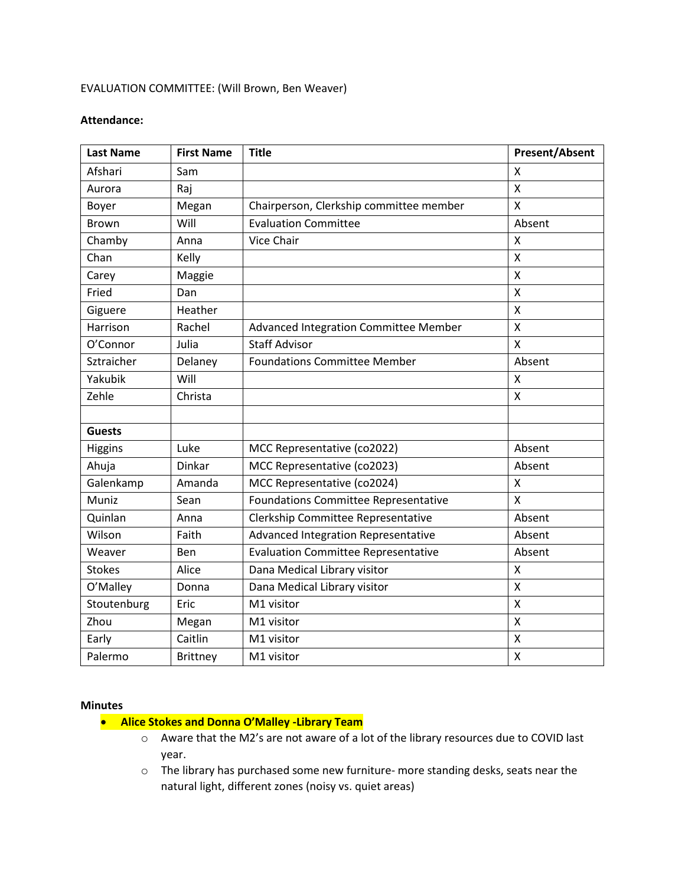EVALUATION COMMITTEE: (Will Brown, Ben Weaver)

**Attendance:**

| Last Name | First Name | Title | Present/Absent |
|---|---|---|---|
| Afshari | Sam | | X |
| Aurora | Raj | | X |
| Boyer | Megan | Chairperson, Clerkship committee member | X |
| Brown | Will | Evaluation Committee | Absent |
| Chamby | Anna | Vice Chair | X |
| Chan | Kelly | | X |
| Carey | Maggie | | X |
| Fried | Dan | | X |
| Giguere | Heather | | X |
| Harrison | Rachel | Advanced Integration Committee Member | X |
| O'Connor | Julia | Staff Advisor | X |
| Sztraicher | Delaney | Foundations Committee Member | Absent |
| Yakubik | Will | | X |
| Zehle | Christa | | X |
| | | | |
| **Guests** | | | |
| Higgins | Luke | MCC Representative (co2022) | Absent |
| Ahuja | Dinkar | MCC Representative (co2023) | Absent |
| Galenkamp | Amanda | MCC Representative (co2024) | X |
| Muniz | Sean | Foundations Committee Representative | X |
| Quinlan | Anna | Clerkship Committee Representative | Absent |
| Wilson | Faith | Advanced Integration Representative | Absent |
| Weaver | Ben | Evaluation Committee Representative | Absent |
| Stokes | Alice | Dana Medical Library visitor | X |
| O'Malley | Donna | Dana Medical Library visitor | X |
| Stoutenburg | Eric | M1 visitor | X |
| Zhou | Megan | M1 visitor | X |
| Early | Caitlin | M1 visitor | X |
| Palermo | Brittney | M1 visitor | X |

**Minutes**

- **Alice Stokes and Donna O'Malley -Library Team**
  - Aware that the M2's are not aware of a lot of the library resources due to COVID last year.
  - The library has purchased some new furniture- more standing desks, seats near the natural light, different zones (noisy vs. quiet areas)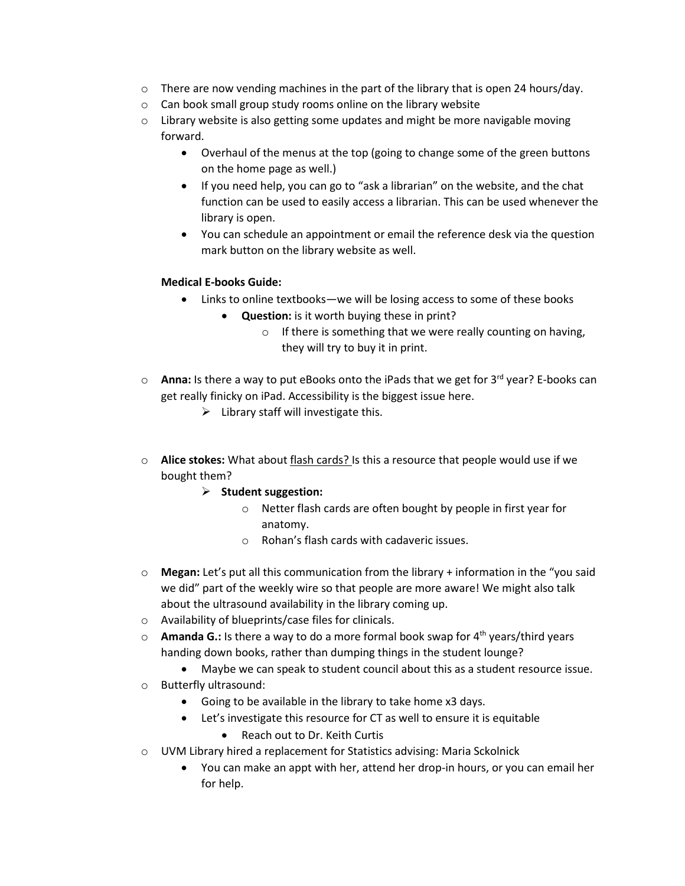- There are now vending machines in the part of the library that is open 24 hours/day.
- Can book small group study rooms online on the library website
- Library website is also getting some updates and might be more navigable moving forward.
    - Overhaul of the menus at the top (going to change some of the green buttons on the home page as well.)
    - If you need help, you can go to "ask a librarian" on the website, and the chat function can be used to easily access a librarian. This can be used whenever the library is open.
    - You can schedule an appointment or email the reference desk via the question mark button on the library website as well.

  **Medical E-books Guide:**

    - Links to online textbooks—we will be losing access to some of these books
        - **Question:** is it worth buying these in print?
            - If there is something that we were really counting on having, they will try to buy it in print.

- **Anna:** Is there a way to put eBooks onto the iPads that we get for 3rd year? E-books can get really finicky on iPad. Accessibility is the biggest issue here.
    - Library staff will investigate this.

- **Alice stokes:** What about flash cards? Is this a resource that people would use if we bought them?
    - **Student suggestion:**
        - Netter flash cards are often bought by people in first year for anatomy.
        - Rohan's flash cards with cadaveric issues.

- **Megan:** Let's put all this communication from the library + information in the "you said we did" part of the weekly wire so that people are more aware! We might also talk about the ultrasound availability in the library coming up.
- Availability of blueprints/case files for clinicals.
- **Amanda G.:** Is there a way to do a more formal book swap for 4th years/third years handing down books, rather than dumping things in the student lounge?
    - Maybe we can speak to student council about this as a student resource issue.
- Butterfly ultrasound:
    - Going to be available in the library to take home x3 days.
    - Let's investigate this resource for CT as well to ensure it is equitable
        - Reach out to Dr. Keith Curtis
- UVM Library hired a replacement for Statistics advising: Maria Sckolnick
    - You can make an appt with her, attend her drop-in hours, or you can email her for help.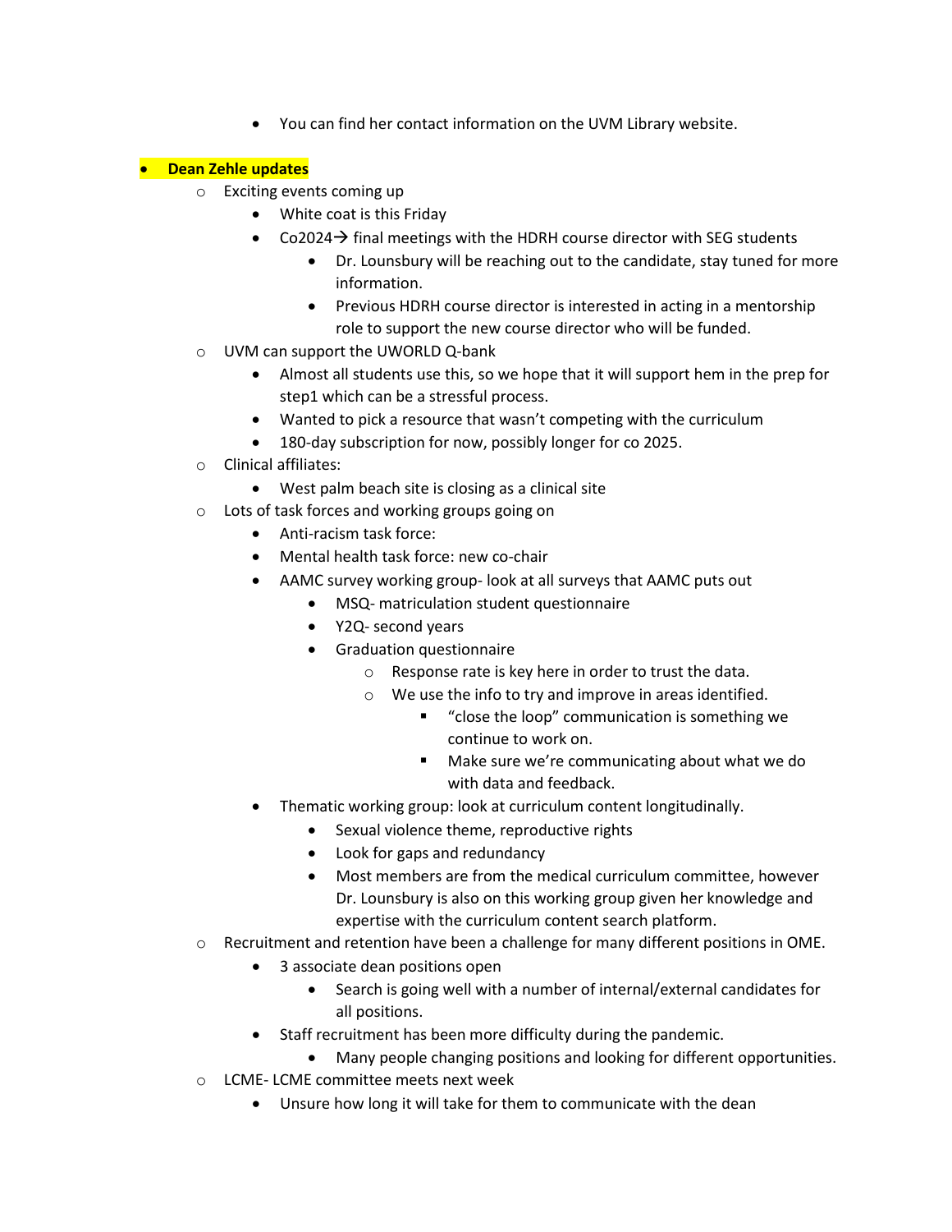- You can find her contact information on the UVM Library website.

- **Dean Zehle updates**
  - Exciting events coming up
    - White coat is this Friday
    - Co2024→ final meetings with the HDRH course director with SEG students
      - Dr. Lounsbury will be reaching out to the candidate, stay tuned for more information.
      - Previous HDRH course director is interested in acting in a mentorship role to support the new course director who will be funded.
  - UVM can support the UWORLD Q-bank
    - Almost all students use this, so we hope that it will support hem in the prep for step1 which can be a stressful process.
    - Wanted to pick a resource that wasn't competing with the curriculum
    - 180-day subscription for now, possibly longer for co 2025.
  - Clinical affiliates:
    - West palm beach site is closing as a clinical site
  - Lots of task forces and working groups going on
    - Anti-racism task force:
    - Mental health task force: new co-chair
    - AAMC survey working group- look at all surveys that AAMC puts out
      - MSQ- matriculation student questionnaire
      - Y2Q- second years
      - Graduation questionnaire
        - Response rate is key here in order to trust the data.
        - We use the info to try and improve in areas identified.
          - "close the loop" communication is something we continue to work on.
          - Make sure we're communicating about what we do with data and feedback.
    - Thematic working group: look at curriculum content longitudinally.
      - Sexual violence theme, reproductive rights
      - Look for gaps and redundancy
      - Most members are from the medical curriculum committee, however Dr. Lounsbury is also on this working group given her knowledge and expertise with the curriculum content search platform.
  - Recruitment and retention have been a challenge for many different positions in OME.
    - 3 associate dean positions open
      - Search is going well with a number of internal/external candidates for all positions.
    - Staff recruitment has been more difficulty during the pandemic.
      - Many people changing positions and looking for different opportunities.
  - LCME- LCME committee meets next week
    - Unsure how long it will take for them to communicate with the dean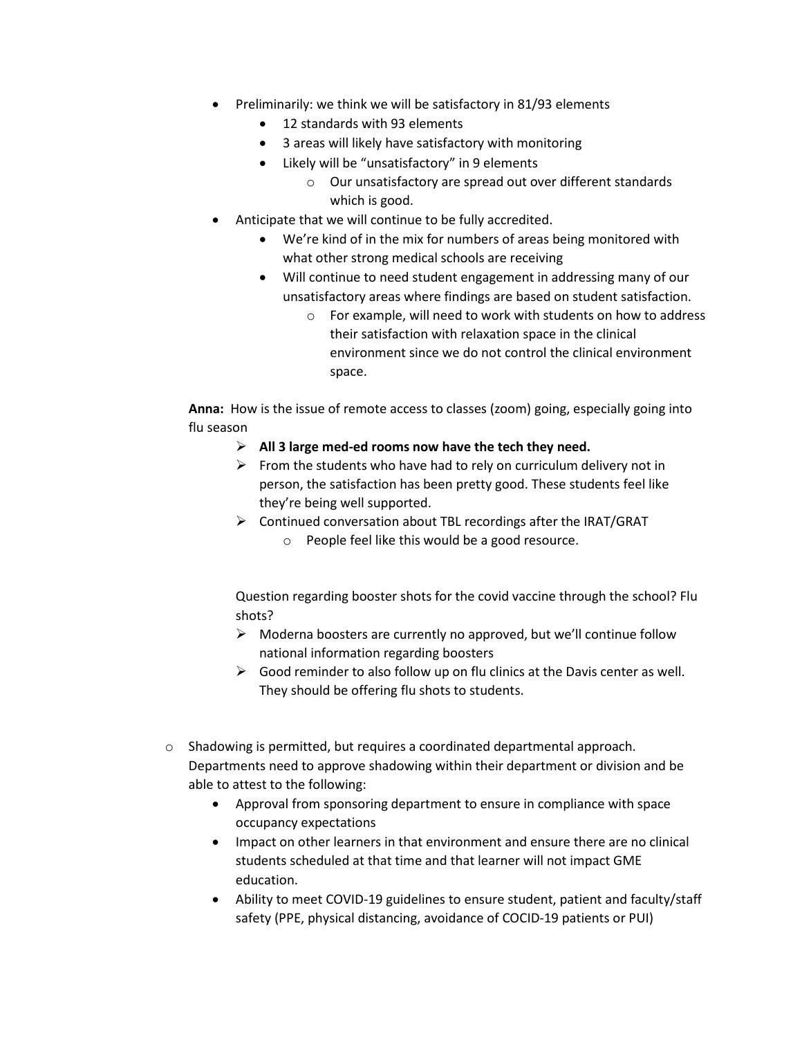- Preliminarily: we think we will be satisfactory in 81/93 elements
  - 12 standards with 93 elements
  - 3 areas will likely have satisfactory with monitoring
  - Likely will be "unsatisfactory" in 9 elements
    - Our unsatisfactory are spread out over different standards which is good.
- Anticipate that we will continue to be fully accredited.
  - We're kind of in the mix for numbers of areas being monitored with what other strong medical schools are receiving
  - Will continue to need student engagement in addressing many of our unsatisfactory areas where findings are based on student satisfaction.
    - For example, will need to work with students on how to address their satisfaction with relaxation space in the clinical environment since we do not control the clinical environment space.

**Anna:** How is the issue of remote access to classes (zoom) going, especially going into flu season

- **All 3 large med-ed rooms now have the tech they need.**
- From the students who have had to rely on curriculum delivery not in person, the satisfaction has been pretty good. These students feel like they're being well supported.
- Continued conversation about TBL recordings after the IRAT/GRAT
  - People feel like this would be a good resource.

Question regarding booster shots for the covid vaccine through the school? Flu shots?

- Moderna boosters are currently no approved, but we'll continue follow national information regarding boosters
- Good reminder to also follow up on flu clinics at the Davis center as well. They should be offering flu shots to students.

- Shadowing is permitted, but requires a coordinated departmental approach. Departments need to approve shadowing within their department or division and be able to attest to the following:
  - Approval from sponsoring department to ensure in compliance with space occupancy expectations
  - Impact on other learners in that environment and ensure there are no clinical students scheduled at that time and that learner will not impact GME education.
  - Ability to meet COVID-19 guidelines to ensure student, patient and faculty/staff safety (PPE, physical distancing, avoidance of COCID-19 patients or PUI)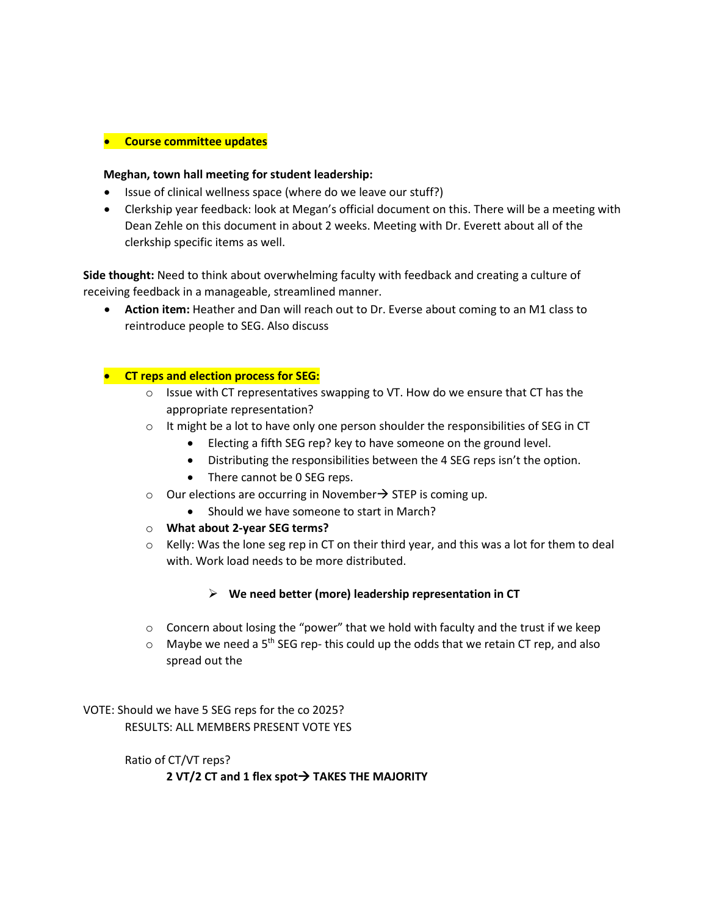- **Course committee updates**

**Meghan, town hall meeting for student leadership:**

- Issue of clinical wellness space (where do we leave our stuff?)
- Clerkship year feedback: look at Megan's official document on this. There will be a meeting with Dean Zehle on this document in about 2 weeks. Meeting with Dr. Everett about all of the clerkship specific items as well.

**Side thought:** Need to think about overwhelming faculty with feedback and creating a culture of receiving feedback in a manageable, streamlined manner.

- **Action item:** Heather and Dan will reach out to Dr. Everse about coming to an M1 class to reintroduce people to SEG. Also discuss

- **CT reps and election process for SEG:**
    - Issue with CT representatives swapping to VT. How do we ensure that CT has the appropriate representation?
    - It might be a lot to have only one person shoulder the responsibilities of SEG in CT
        - Electing a fifth SEG rep? key to have someone on the ground level.
        - Distributing the responsibilities between the 4 SEG reps isn't the option.
        - There cannot be 0 SEG reps.
    - Our elections are occurring in November→ STEP is coming up.
        - Should we have someone to start in March?
    - **What about 2-year SEG terms?**
    - Kelly: Was the lone seg rep in CT on their third year, and this was a lot for them to deal with. Work load needs to be more distributed.

        - **We need better (more) leadership representation in CT**

    - Concern about losing the "power" that we hold with faculty and the trust if we keep
    - Maybe we need a 5th SEG rep- this could up the odds that we retain CT rep, and also spread out the

VOTE: Should we have 5 SEG reps for the co 2025?

RESULTS: ALL MEMBERS PRESENT VOTE YES

Ratio of CT/VT reps?

**2 VT/2 CT and 1 flex spot→ TAKES THE MAJORITY**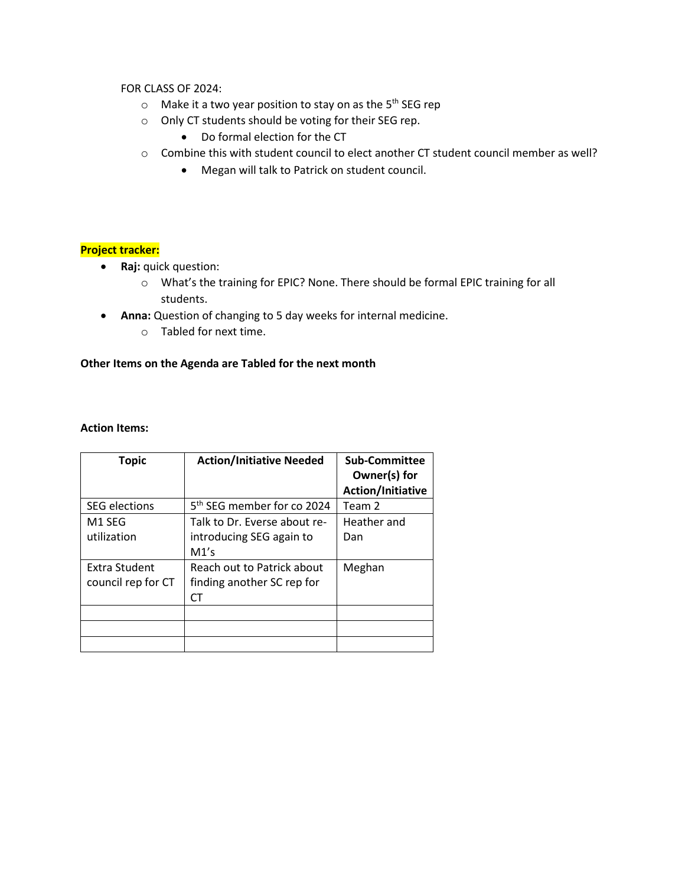FOR CLASS OF 2024:

- Make it a two year position to stay on as the 5th SEG rep
- Only CT students should be voting for their SEG rep.
  - Do formal election for the CT
- Combine this with student council to elect another CT student council member as well?
  - Megan will talk to Patrick on student council.

**Project tracker:**

- **Raj:** quick question:
  - What's the training for EPIC? None. There should be formal EPIC training for all students.
- **Anna:** Question of changing to 5 day weeks for internal medicine.
  - Tabled for next time.

**Other Items on the Agenda are Tabled for the next month**

**Action Items:**

| Topic | Action/Initiative Needed | Sub-Committee Owner(s) for Action/Initiative |
|---|---|---|
| SEG elections | 5th SEG member for co 2024 | Team 2 |
| M1 SEG utilization | Talk to Dr. Everse about re-introducing SEG again to M1's | Heather and Dan |
| Extra Student council rep for CT | Reach out to Patrick about finding another SC rep for CT | Meghan |
| | | |
| | | |
| | | |